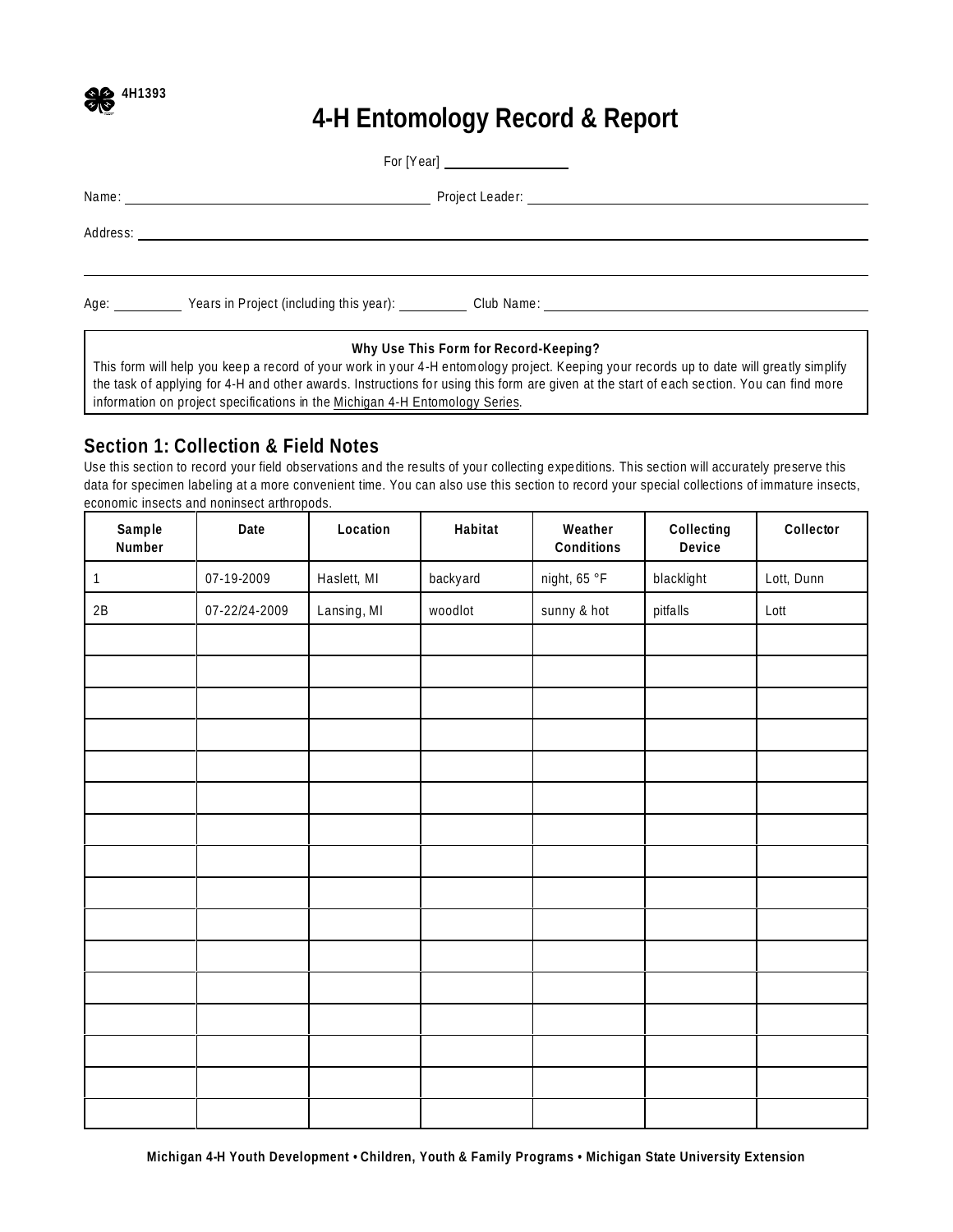4H1393

# 4-H Entomology Record & Report

For [Year] \_\_\_\_\_\_\_\_\_\_\_\_\_\_\_\_

Name: \_\_\_\_\_\_\_\_\_\_\_\_\_\_\_\_\_\_\_\_\_\_\_\_\_\_\_\_\_\_\_\_\_\_\_\_ Project Leader: \_\_\_\_\_\_\_\_\_\_\_\_\_\_\_\_\_\_\_\_\_\_\_\_\_\_\_\_\_\_\_\_\_\_\_\_

Address: \_\_\_\_\_\_\_\_\_\_\_\_\_\_\_\_\_\_\_\_\_\_\_\_\_\_\_\_\_\_\_\_\_\_\_\_\_\_\_\_\_\_\_\_\_\_\_\_\_\_\_\_\_\_\_\_\_\_\_\_\_\_\_\_\_\_\_\_\_\_\_\_\_\_\_\_

\_\_\_\_\_\_\_\_\_\_\_\_\_\_\_\_\_\_\_\_\_\_\_\_\_\_\_\_\_\_\_\_\_\_\_\_\_\_\_\_\_\_\_\_\_\_\_\_\_\_\_\_\_\_\_\_\_\_\_\_\_\_\_\_\_\_\_\_\_\_\_\_\_\_\_\_\_\_\_\_\_\_\_\_

Age: \_\_\_\_\_\_\_\_ Years in Project (including this year): \_\_\_\_\_\_\_\_ Club Name: \_\_\_\_\_\_\_\_\_\_\_\_\_\_\_\_\_\_\_\_\_\_\_\_\_\_\_\_\_\_\_\_\_\_\_\_

**Why Use This Form for Record-Keeping?**

This form will help you keep a record of your work in your 4-H entomology project. Keeping your records up to date will greatly simplify the task of applying for 4-H and other awards. Instructions for using this form are given at the start of each section. You can find more information on project specifications in the Michigan 4-H Entomology Series.

## Section 1: Collection & Field Notes

Use this section to record your field observations and the results of your collecting expeditions. This section will accurately preserve this data for specimen labeling at a more convenient time. You can also use this section to record your special collections of immature insects, economic insects and noninsect arthropods.

| Sample Number | Date | Location | Habitat | Weather Conditions | Collecting Device | Collector |
|---|---|---|---|---|---|---|
| 1 | 07-19-2009 | Haslett, MI | backyard | night, 65 °F | blacklight | Lott, Dunn |
| 2B | 07-22/24-2009 | Lansing, MI | woodlot | sunny & hot | pitfalls | Lott |
| | | | | | | |
| | | | | | | |
| | | | | | | |
| | | | | | | |
| | | | | | | |
| | | | | | | |
| | | | | | | |
| | | | | | | |
| | | | | | | |
| | | | | | | |
| | | | | | | |
| | | | | | | |
| | | | | | | |
| | | | | | | |
| | | | | | | |
| | | | | | | |

Michigan 4-H Youth Development • Children, Youth & Family Programs • Michigan State University Extension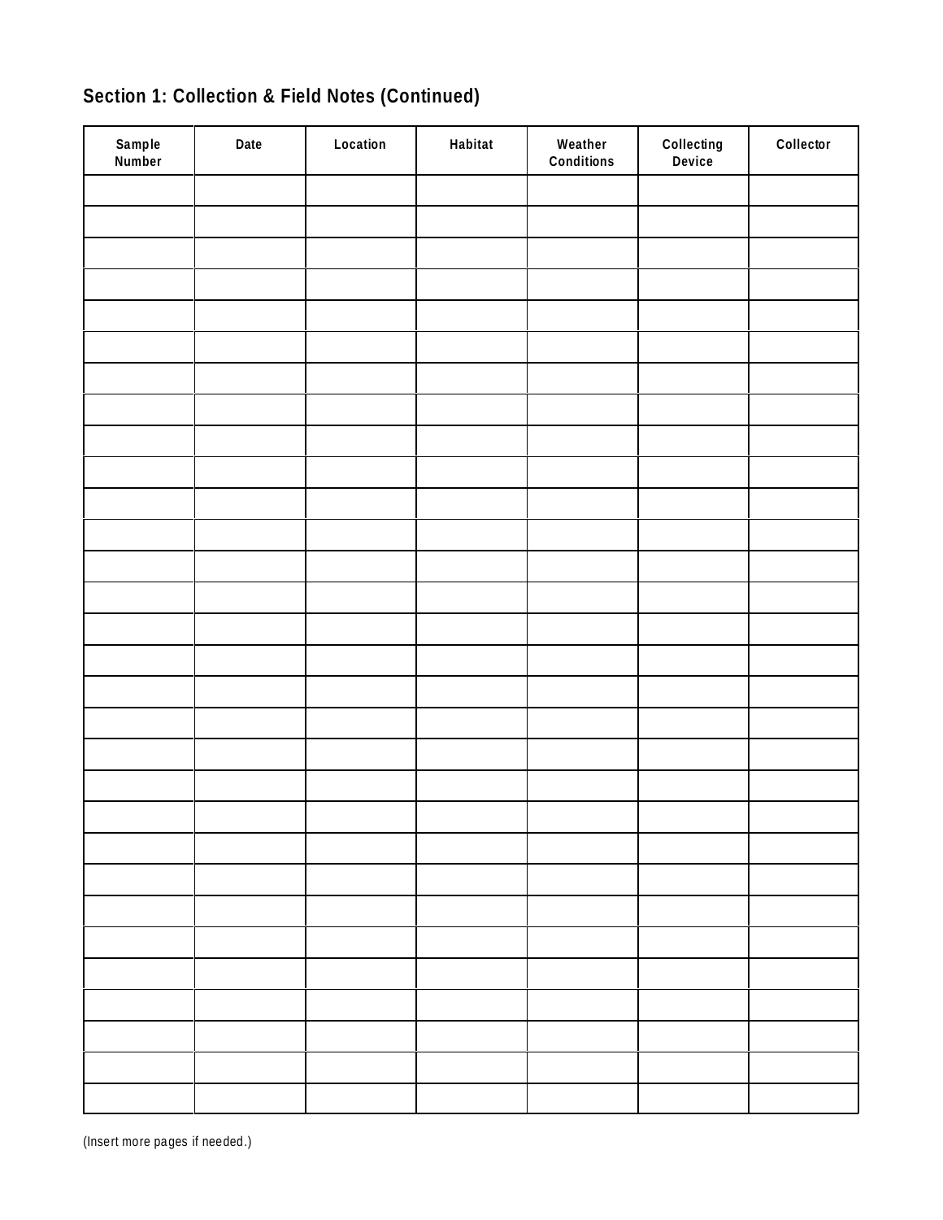## Section 1: Collection & Field Notes (Continued)

| Sample Number | Date | Location | Habitat | Weather Conditions | Collecting Device | Collector |
|---|---|---|---|---|---|---|
| | | | | | | |
| | | | | | | |
| | | | | | | |
| | | | | | | |
| | | | | | | |
| | | | | | | |
| | | | | | | |
| | | | | | | |
| | | | | | | |
| | | | | | | |
| | | | | | | |
| | | | | | | |
| | | | | | | |
| | | | | | | |
| | | | | | | |
| | | | | | | |
| | | | | | | |
| | | | | | | |
| | | | | | | |
| | | | | | | |
| | | | | | | |
| | | | | | | |
| | | | | | | |
| | | | | | | |
| | | | | | | |
| | | | | | | |
| | | | | | | |
| | | | | | | |
| | | | | | | |
| | | | | | | |

(Insert more pages if needed.)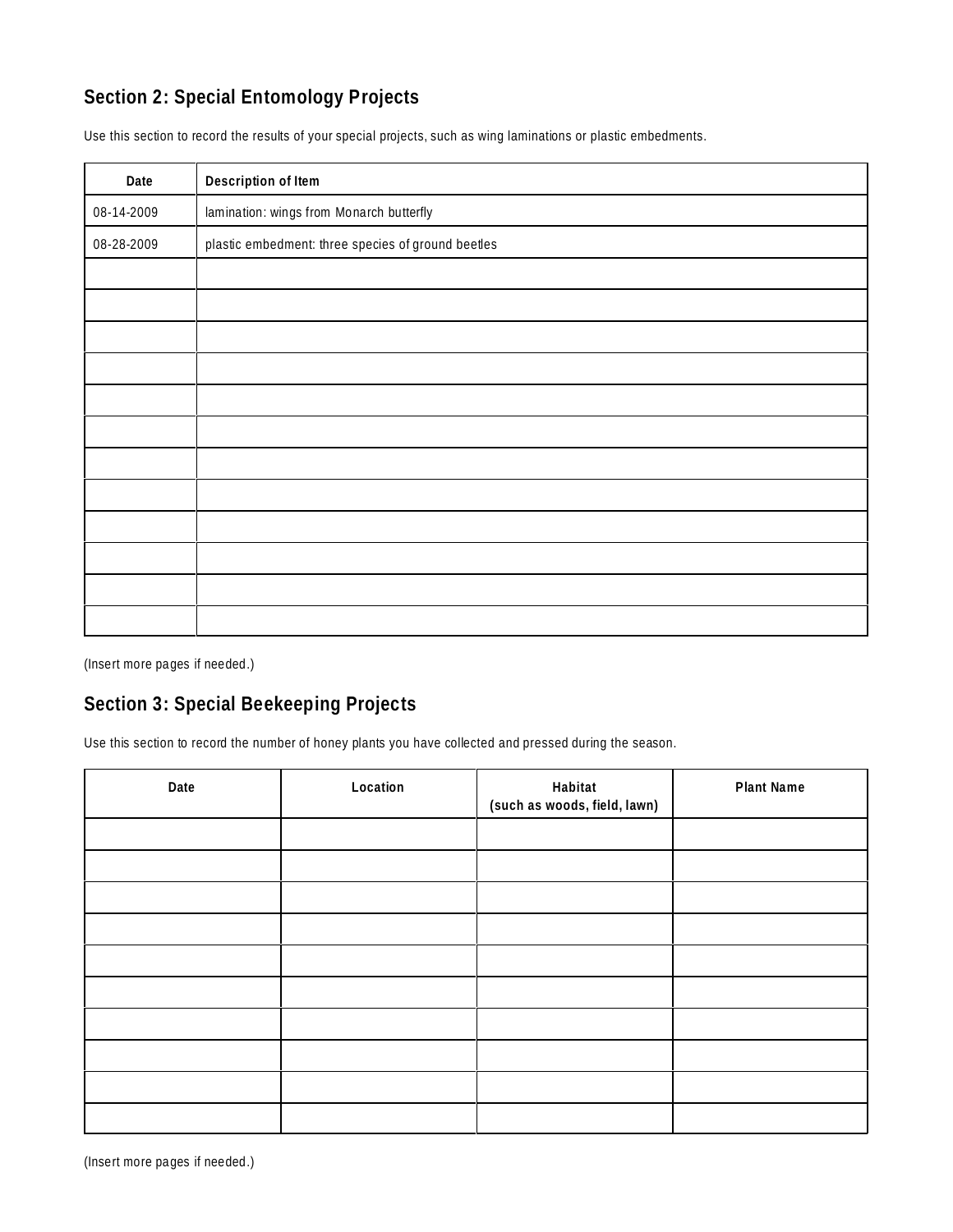## Section 2: Special Entomology Projects

Use this section to record the results of your special projects, such as wing laminations or plastic embedments.

| Date | Description of Item |
|---|---|
| 08-14-2009 | lamination: wings from Monarch butterfly |
| 08-28-2009 | plastic embedment: three species of ground beetles |
| | |
| | |
| | |
| | |
| | |
| | |
| | |
| | |
| | |
| | |
| | |
| | |

(Insert more pages if needed.)

## Section 3: Special Beekeeping Projects

Use this section to record the number of honey plants you have collected and pressed during the season.

| Date | Location | Habitat (such as woods, field, lawn) | Plant Name |
|---|---|---|---|
| | | | |
| | | | |
| | | | |
| | | | |
| | | | |
| | | | |
| | | | |
| | | | |
| | | | |
| | | | |

(Insert more pages if needed.)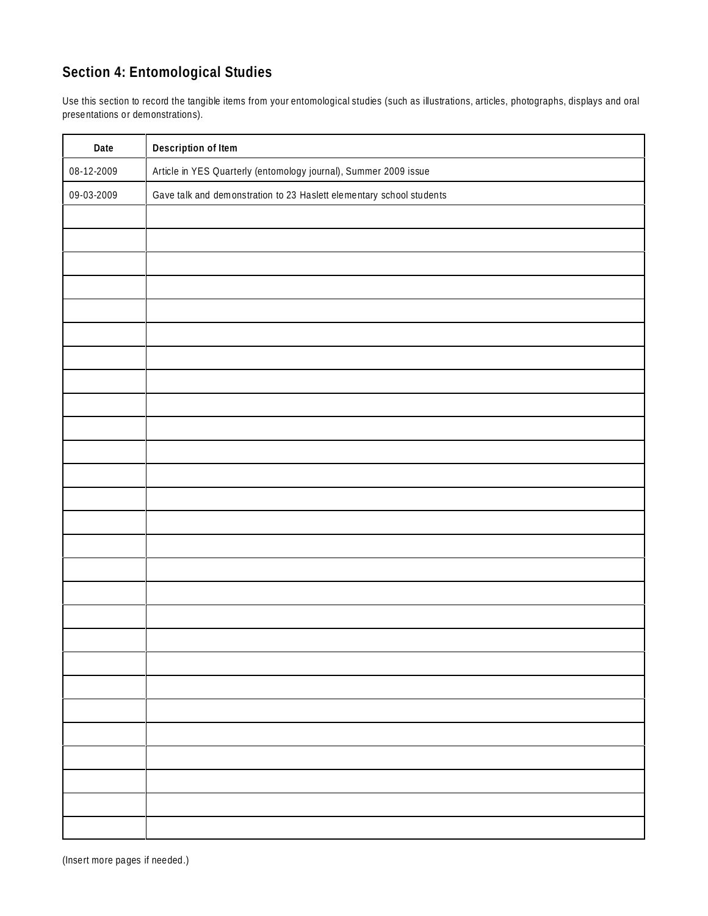## Section 4: Entomological Studies

Use this section to record the tangible items from your entomological studies (such as illustrations, articles, photographs, displays and oral presentations or demonstrations).

| Date | Description of Item |
|---|---|
| 08-12-2009 | Article in YES Quarterly (entomology journal), Summer 2009 issue |
| 09-03-2009 | Gave talk and demonstration to 23 Haslett elementary school students |
| | |
| | |
| | |
| | |
| | |
| | |
| | |
| | |
| | |
| | |
| | |
| | |
| | |
| | |
| | |
| | |
| | |
| | |
| | |
| | |
| | |
| | |
| | |
| | |
| | |
| | |
| | |

(Insert more pages if needed.)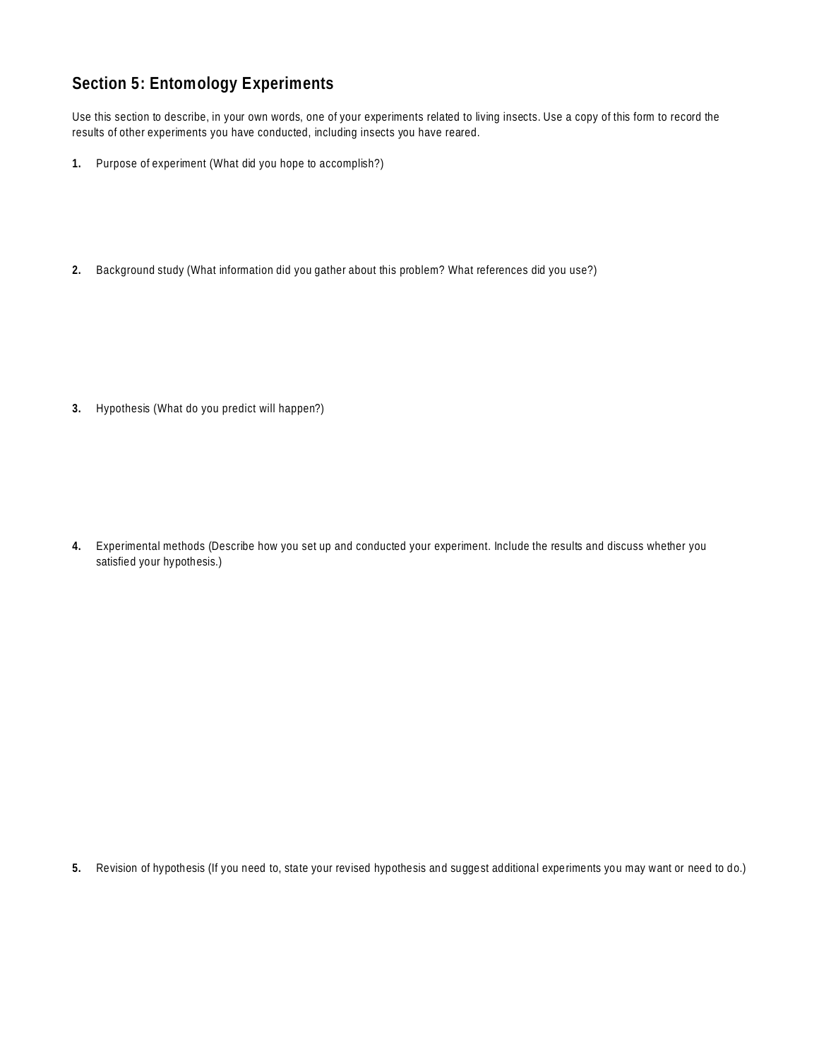## Section 5: Entomology Experiments

Use this section to describe, in your own words, one of your experiments related to living insects. Use a copy of this form to record the results of other experiments you have conducted, including insects you have reared.

**1.** Purpose of experiment (What did you hope to accomplish?)

**2.** Background study (What information did you gather about this problem? What references did you use?)

**3.** Hypothesis (What do you predict will happen?)

**4.** Experimental methods (Describe how you set up and conducted your experiment. Include the results and discuss whether you satisfied your hypothesis.)

**5.** Revision of hypothesis (If you need to, state your revised hypothesis and suggest additional experiments you may want or need to do.)